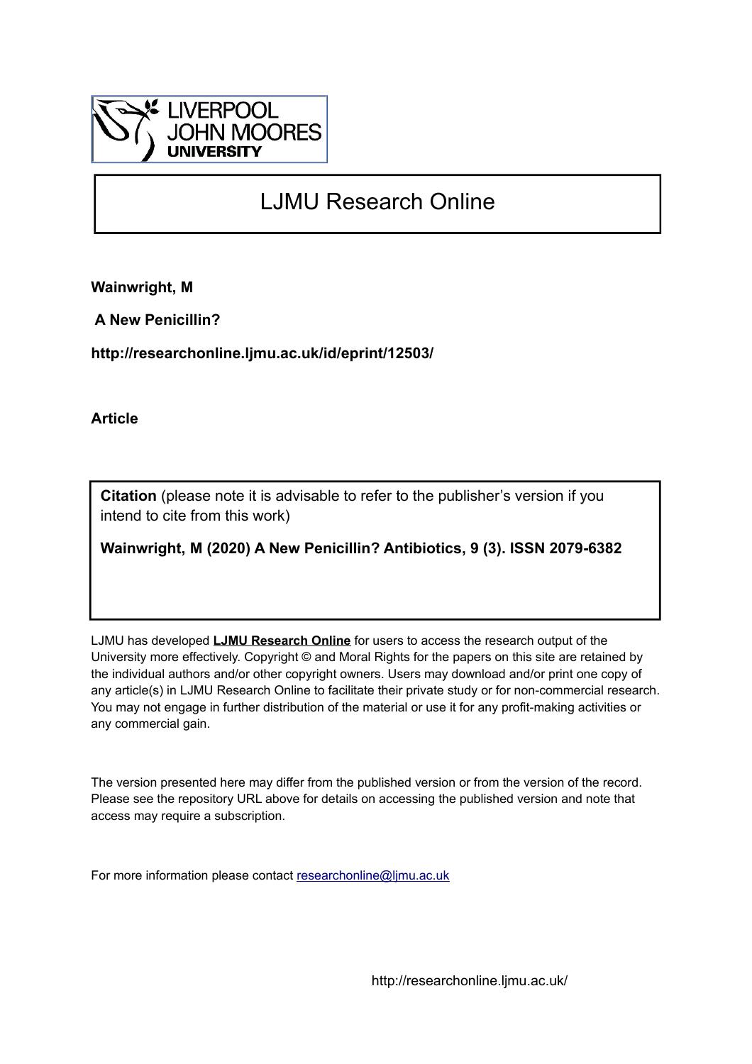LIVERPOOL
JOHN MOORES
UNIVERSITY

# LJMU Research Online

**Wainwright, M**

**A New Penicillin?**

**http://researchonline.ljmu.ac.uk/id/eprint/12503/**

**Article**

**Citation** (please note it is advisable to refer to the publisher's version if you intend to cite from this work)

**Wainwright, M (2020) A New Penicillin? Antibiotics, 9 (3). ISSN 2079-6382**

LJMU has developed **LJMU Research Online** for users to access the research output of the University more effectively. Copyright © and Moral Rights for the papers on this site are retained by the individual authors and/or other copyright owners. Users may download and/or print one copy of any article(s) in LJMU Research Online to facilitate their private study or for non-commercial research. You may not engage in further distribution of the material or use it for any profit-making activities or any commercial gain.

The version presented here may differ from the published version or from the version of the record. Please see the repository URL above for details on accessing the published version and note that access may require a subscription.

For more information please contact researchonline@ljmu.ac.uk

http://researchonline.ljmu.ac.uk/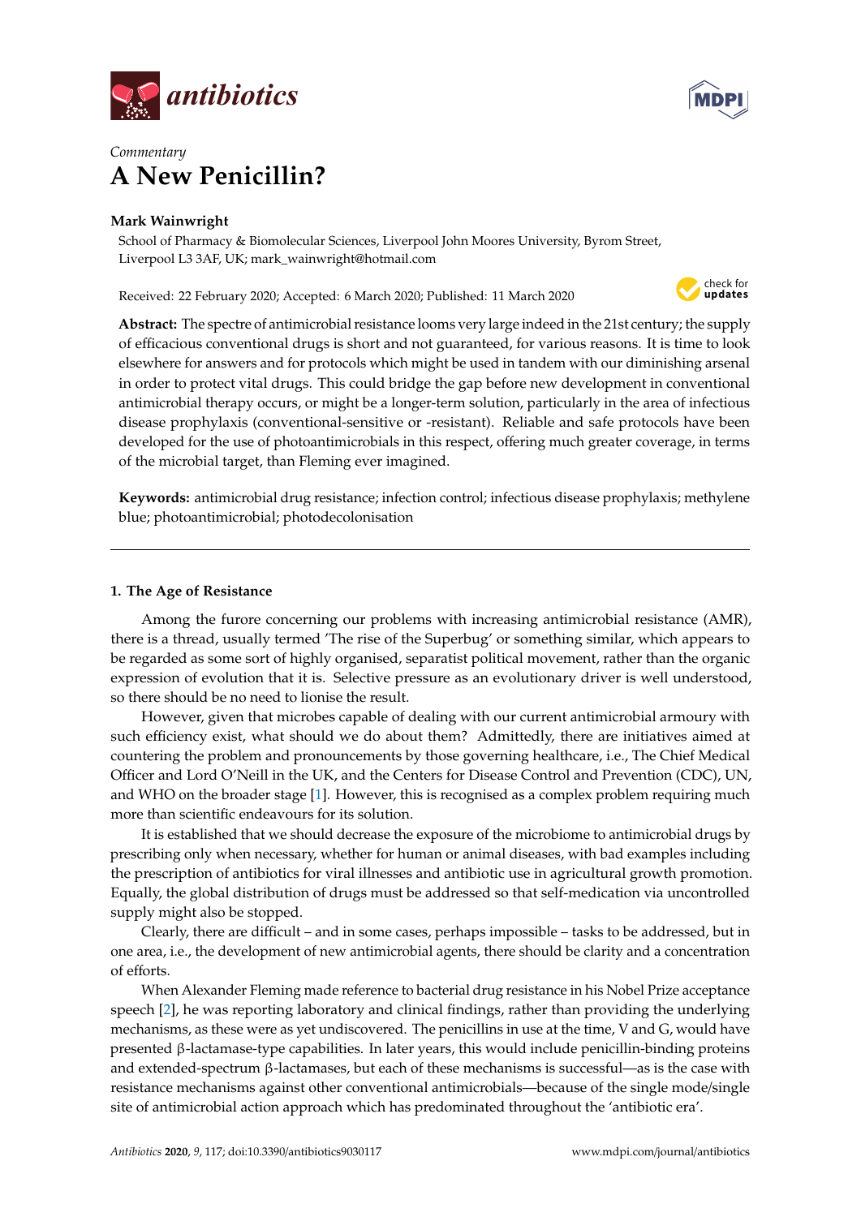*antibiotics*

*Commentary*

# A New Penicillin?

**Mark Wainwright**

School of Pharmacy & Biomolecular Sciences, Liverpool John Moores University, Byrom Street, Liverpool L3 3AF, UK; mark_wainwright@hotmail.com

Received: 22 February 2020; Accepted: 6 March 2020; Published: 11 March 2020

**Abstract:** The spectre of antimicrobial resistance looms very large indeed in the 21st century; the supply of efficacious conventional drugs is short and not guaranteed, for various reasons. It is time to look elsewhere for answers and for protocols which might be used in tandem with our diminishing arsenal in order to protect vital drugs. This could bridge the gap before new development in conventional antimicrobial therapy occurs, or might be a longer-term solution, particularly in the area of infectious disease prophylaxis (conventional-sensitive or -resistant). Reliable and safe protocols have been developed for the use of photoantimicrobials in this respect, offering much greater coverage, in terms of the microbial target, than Fleming ever imagined.

**Keywords:** antimicrobial drug resistance; infection control; infectious disease prophylaxis; methylene blue; photoantimicrobial; photodecolonisation

---

## 1. The Age of Resistance

Among the furore concerning our problems with increasing antimicrobial resistance (AMR), there is a thread, usually termed 'The rise of the Superbug' or something similar, which appears to be regarded as some sort of highly organised, separatist political movement, rather than the organic expression of evolution that it is. Selective pressure as an evolutionary driver is well understood, so there should be no need to lionise the result.

However, given that microbes capable of dealing with our current antimicrobial armoury with such efficiency exist, what should we do about them? Admittedly, there are initiatives aimed at countering the problem and pronouncements by those governing healthcare, i.e., The Chief Medical Officer and Lord O'Neill in the UK, and the Centers for Disease Control and Prevention (CDC), UN, and WHO on the broader stage [1]. However, this is recognised as a complex problem requiring much more than scientific endeavours for its solution.

It is established that we should decrease the exposure of the microbiome to antimicrobial drugs by prescribing only when necessary, whether for human or animal diseases, with bad examples including the prescription of antibiotics for viral illnesses and antibiotic use in agricultural growth promotion. Equally, the global distribution of drugs must be addressed so that self-medication via uncontrolled supply might also be stopped.

Clearly, there are difficult – and in some cases, perhaps impossible – tasks to be addressed, but in one area, i.e., the development of new antimicrobial agents, there should be clarity and a concentration of efforts.

When Alexander Fleming made reference to bacterial drug resistance in his Nobel Prize acceptance speech [2], he was reporting laboratory and clinical findings, rather than providing the underlying mechanisms, as these were as yet undiscovered. The penicillins in use at the time, V and G, would have presented β-lactamase-type capabilities. In later years, this would include penicillin-binding proteins and extended-spectrum β-lactamases, but each of these mechanisms is successful—as is the case with resistance mechanisms against other conventional antimicrobials—because of the single mode/single site of antimicrobial action approach which has predominated throughout the 'antibiotic era'.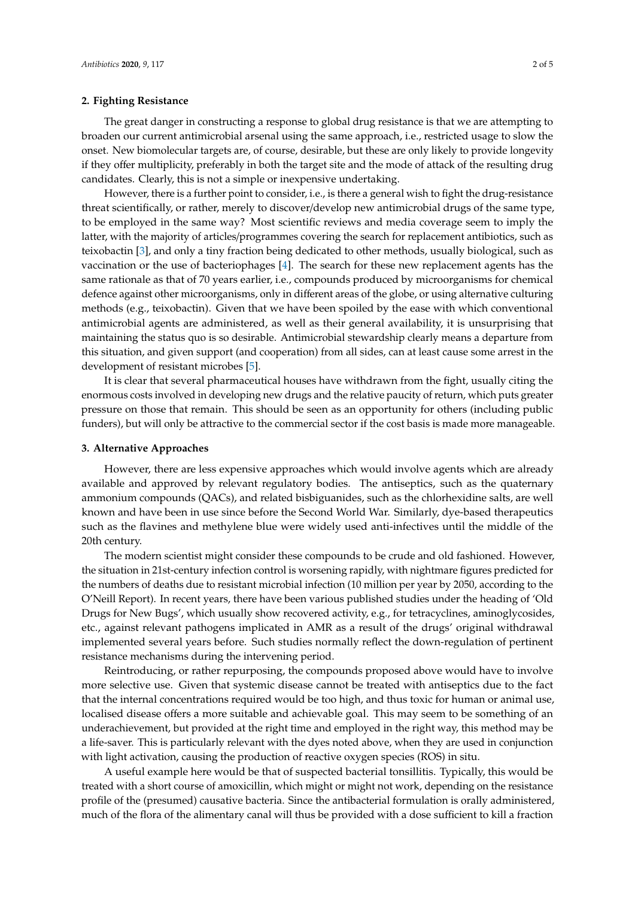## 2. Fighting Resistance

The great danger in constructing a response to global drug resistance is that we are attempting to broaden our current antimicrobial arsenal using the same approach, i.e., restricted usage to slow the onset. New biomolecular targets are, of course, desirable, but these are only likely to provide longevity if they offer multiplicity, preferably in both the target site and the mode of attack of the resulting drug candidates. Clearly, this is not a simple or inexpensive undertaking.

However, there is a further point to consider, i.e., is there a general wish to fight the drug-resistance threat scientifically, or rather, merely to discover/develop new antimicrobial drugs of the same type, to be employed in the same way? Most scientific reviews and media coverage seem to imply the latter, with the majority of articles/programmes covering the search for replacement antibiotics, such as teixobactin [3], and only a tiny fraction being dedicated to other methods, usually biological, such as vaccination or the use of bacteriophages [4]. The search for these new replacement agents has the same rationale as that of 70 years earlier, i.e., compounds produced by microorganisms for chemical defence against other microorganisms, only in different areas of the globe, or using alternative culturing methods (e.g., teixobactin). Given that we have been spoiled by the ease with which conventional antimicrobial agents are administered, as well as their general availability, it is unsurprising that maintaining the status quo is so desirable. Antimicrobial stewardship clearly means a departure from this situation, and given support (and cooperation) from all sides, can at least cause some arrest in the development of resistant microbes [5].

It is clear that several pharmaceutical houses have withdrawn from the fight, usually citing the enormous costs involved in developing new drugs and the relative paucity of return, which puts greater pressure on those that remain. This should be seen as an opportunity for others (including public funders), but will only be attractive to the commercial sector if the cost basis is made more manageable.

## 3. Alternative Approaches

However, there are less expensive approaches which would involve agents which are already available and approved by relevant regulatory bodies. The antiseptics, such as the quaternary ammonium compounds (QACs), and related bisbiguanides, such as the chlorhexidine salts, are well known and have been in use since before the Second World War. Similarly, dye-based therapeutics such as the flavines and methylene blue were widely used anti-infectives until the middle of the 20th century.

The modern scientist might consider these compounds to be crude and old fashioned. However, the situation in 21st-century infection control is worsening rapidly, with nightmare figures predicted for the numbers of deaths due to resistant microbial infection (10 million per year by 2050, according to the O'Neill Report). In recent years, there have been various published studies under the heading of 'Old Drugs for New Bugs', which usually show recovered activity, e.g., for tetracyclines, aminoglycosides, etc., against relevant pathogens implicated in AMR as a result of the drugs' original withdrawal implemented several years before. Such studies normally reflect the down-regulation of pertinent resistance mechanisms during the intervening period.

Reintroducing, or rather repurposing, the compounds proposed above would have to involve more selective use. Given that systemic disease cannot be treated with antiseptics due to the fact that the internal concentrations required would be too high, and thus toxic for human or animal use, localised disease offers a more suitable and achievable goal. This may seem to be something of an underachievement, but provided at the right time and employed in the right way, this method may be a life-saver. This is particularly relevant with the dyes noted above, when they are used in conjunction with light activation, causing the production of reactive oxygen species (ROS) in situ.

A useful example here would be that of suspected bacterial tonsillitis. Typically, this would be treated with a short course of amoxicillin, which might or might not work, depending on the resistance profile of the (presumed) causative bacteria. Since the antibacterial formulation is orally administered, much of the flora of the alimentary canal will thus be provided with a dose sufficient to kill a fraction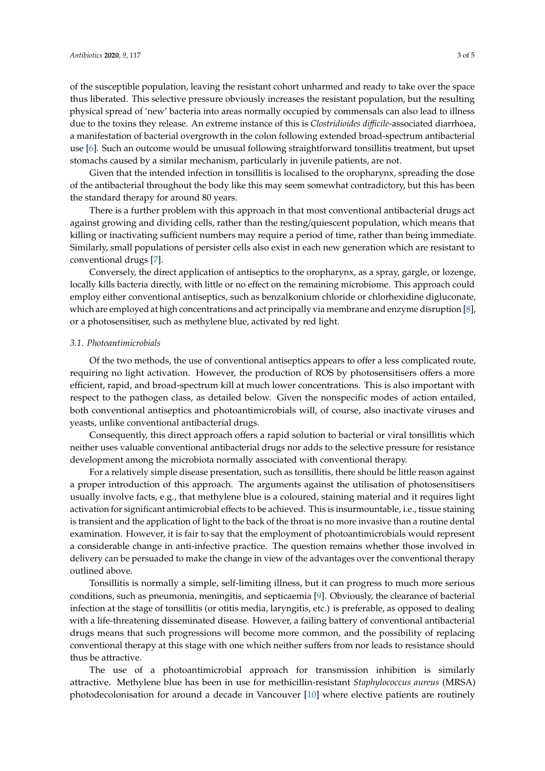of the susceptible population, leaving the resistant cohort unharmed and ready to take over the space thus liberated. This selective pressure obviously increases the resistant population, but the resulting physical spread of 'new' bacteria into areas normally occupied by commensals can also lead to illness due to the toxins they release. An extreme instance of this is *Clostridioides difficile*-associated diarrhoea, a manifestation of bacterial overgrowth in the colon following extended broad-spectrum antibacterial use [6]. Such an outcome would be unusual following straightforward tonsillitis treatment, but upset stomachs caused by a similar mechanism, particularly in juvenile patients, are not.

Given that the intended infection in tonsillitis is localised to the oropharynx, spreading the dose of the antibacterial throughout the body like this may seem somewhat contradictory, but this has been the standard therapy for around 80 years.

There is a further problem with this approach in that most conventional antibacterial drugs act against growing and dividing cells, rather than the resting/quiescent population, which means that killing or inactivating sufficient numbers may require a period of time, rather than being immediate. Similarly, small populations of persister cells also exist in each new generation which are resistant to conventional drugs [7].

Conversely, the direct application of antiseptics to the oropharynx, as a spray, gargle, or lozenge, locally kills bacteria directly, with little or no effect on the remaining microbiome. This approach could employ either conventional antiseptics, such as benzalkonium chloride or chlorhexidine digluconate, which are employed at high concentrations and act principally via membrane and enzyme disruption [8], or a photosensitiser, such as methylene blue, activated by red light.

### 3.1. Photoantimicrobials

Of the two methods, the use of conventional antiseptics appears to offer a less complicated route, requiring no light activation. However, the production of ROS by photosensitisers offers a more efficient, rapid, and broad-spectrum kill at much lower concentrations. This is also important with respect to the pathogen class, as detailed below. Given the nonspecific modes of action entailed, both conventional antiseptics and photoantimicrobials will, of course, also inactivate viruses and yeasts, unlike conventional antibacterial drugs.

Consequently, this direct approach offers a rapid solution to bacterial or viral tonsillitis which neither uses valuable conventional antibacterial drugs nor adds to the selective pressure for resistance development among the microbiota normally associated with conventional therapy.

For a relatively simple disease presentation, such as tonsillitis, there should be little reason against a proper introduction of this approach. The arguments against the utilisation of photosensitisers usually involve facts, e.g., that methylene blue is a coloured, staining material and it requires light activation for significant antimicrobial effects to be achieved. This is insurmountable, i.e., tissue staining is transient and the application of light to the back of the throat is no more invasive than a routine dental examination. However, it is fair to say that the employment of photoantimicrobials would represent a considerable change in anti-infective practice. The question remains whether those involved in delivery can be persuaded to make the change in view of the advantages over the conventional therapy outlined above.

Tonsillitis is normally a simple, self-limiting illness, but it can progress to much more serious conditions, such as pneumonia, meningitis, and septicaemia [9]. Obviously, the clearance of bacterial infection at the stage of tonsillitis (or otitis media, laryngitis, etc.) is preferable, as opposed to dealing with a life-threatening disseminated disease. However, a failing battery of conventional antibacterial drugs means that such progressions will become more common, and the possibility of replacing conventional therapy at this stage with one which neither suffers from nor leads to resistance should thus be attractive.

The use of a photoantimicrobial approach for transmission inhibition is similarly attractive. Methylene blue has been in use for methicillin-resistant *Staphylococcus aureus* (MRSA) photodecolonisation for around a decade in Vancouver [10] where elective patients are routinely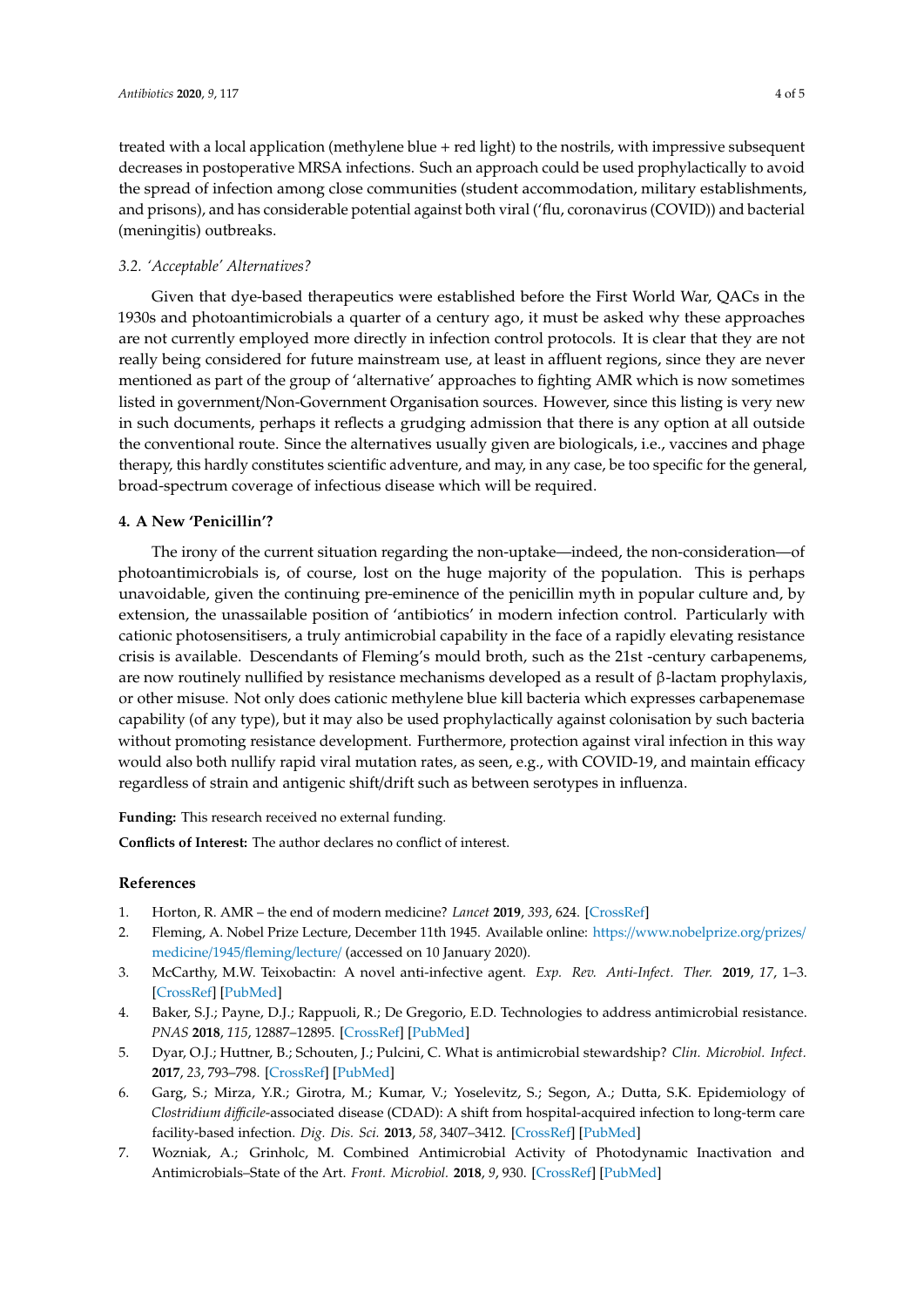treated with a local application (methylene blue + red light) to the nostrils, with impressive subsequent decreases in postoperative MRSA infections. Such an approach could be used prophylactically to avoid the spread of infection among close communities (student accommodation, military establishments, and prisons), and has considerable potential against both viral ('flu, coronavirus (COVID)) and bacterial (meningitis) outbreaks.

### 3.2. 'Acceptable' Alternatives?

Given that dye-based therapeutics were established before the First World War, QACs in the 1930s and photoantimicrobials a quarter of a century ago, it must be asked why these approaches are not currently employed more directly in infection control protocols. It is clear that they are not really being considered for future mainstream use, at least in affluent regions, since they are never mentioned as part of the group of 'alternative' approaches to fighting AMR which is now sometimes listed in government/Non-Government Organisation sources. However, since this listing is very new in such documents, perhaps it reflects a grudging admission that there is any option at all outside the conventional route. Since the alternatives usually given are biologicals, i.e., vaccines and phage therapy, this hardly constitutes scientific adventure, and may, in any case, be too specific for the general, broad-spectrum coverage of infectious disease which will be required.

## 4. A New 'Penicillin'?

The irony of the current situation regarding the non-uptake—indeed, the non-consideration—of photoantimicrobials is, of course, lost on the huge majority of the population. This is perhaps unavoidable, given the continuing pre-eminence of the penicillin myth in popular culture and, by extension, the unassailable position of 'antibiotics' in modern infection control. Particularly with cationic photosensitisers, a truly antimicrobial capability in the face of a rapidly elevating resistance crisis is available. Descendants of Fleming's mould broth, such as the 21st -century carbapenems, are now routinely nullified by resistance mechanisms developed as a result of β-lactam prophylaxis, or other misuse. Not only does cationic methylene blue kill bacteria which expresses carbapenemase capability (of any type), but it may also be used prophylactically against colonisation by such bacteria without promoting resistance development. Furthermore, protection against viral infection in this way would also both nullify rapid viral mutation rates, as seen, e.g., with COVID-19, and maintain efficacy regardless of strain and antigenic shift/drift such as between serotypes in influenza.

**Funding:** This research received no external funding.

**Conflicts of Interest:** The author declares no conflict of interest.

## References

1. Horton, R. AMR – the end of modern medicine? *Lancet* **2019**, *393*, 624. [CrossRef]
2. Fleming, A. Nobel Prize Lecture, December 11th 1945. Available online: https://www.nobelprize.org/prizes/medicine/1945/fleming/lecture/ (accessed on 10 January 2020).
3. McCarthy, M.W. Teixobactin: A novel anti-infective agent. *Exp. Rev. Anti-Infect. Ther.* **2019**, *17*, 1–3. [CrossRef] [PubMed]
4. Baker, S.J.; Payne, D.J.; Rappuoli, R.; De Gregorio, E.D. Technologies to address antimicrobial resistance. *PNAS* **2018**, *115*, 12887–12895. [CrossRef] [PubMed]
5. Dyar, O.J.; Huttner, B.; Schouten, J.; Pulcini, C. What is antimicrobial stewardship? *Clin. Microbiol. Infect.* **2017**, *23*, 793–798. [CrossRef] [PubMed]
6. Garg, S.; Mirza, Y.R.; Girotra, M.; Kumar, V.; Yoselevitz, S.; Segon, A.; Dutta, S.K. Epidemiology of *Clostridium difficile*-associated disease (CDAD): A shift from hospital-acquired infection to long-term care facility-based infection. *Dig. Dis. Sci.* **2013**, *58*, 3407–3412. [CrossRef] [PubMed]
7. Wozniak, A.; Grinholc, M. Combined Antimicrobial Activity of Photodynamic Inactivation and Antimicrobials–State of the Art. *Front. Microbiol.* **2018**, *9*, 930. [CrossRef] [PubMed]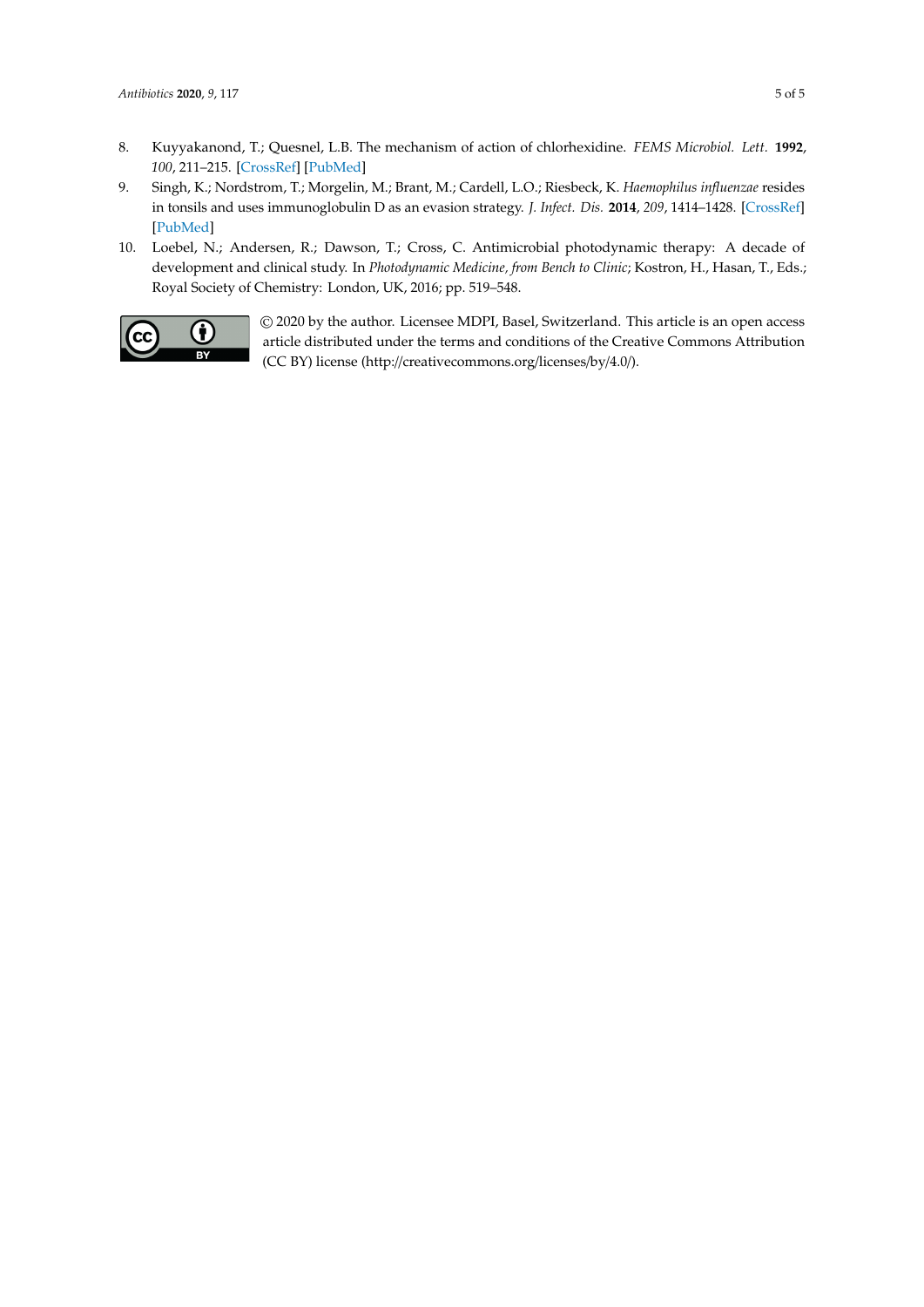8. Kuyyakanond, T.; Quesnel, L.B. The mechanism of action of chlorhexidine. *FEMS Microbiol. Lett.* **1992**, *100*, 211–215. [CrossRef] [PubMed]
9. Singh, K.; Nordstrom, T.; Morgelin, M.; Brant, M.; Cardell, L.O.; Riesbeck, K. *Haemophilus influenzae* resides in tonsils and uses immunoglobulin D as an evasion strategy. *J. Infect. Dis.* **2014**, *209*, 1414–1428. [CrossRef] [PubMed]
10. Loebel, N.; Andersen, R.; Dawson, T.; Cross, C. Antimicrobial photodynamic therapy: A decade of development and clinical study. In *Photodynamic Medicine, from Bench to Clinic*; Kostron, H., Hasan, T., Eds.; Royal Society of Chemistry: London, UK, 2016; pp. 519–548.

© 2020 by the author. Licensee MDPI, Basel, Switzerland. This article is an open access article distributed under the terms and conditions of the Creative Commons Attribution (CC BY) license (http://creativecommons.org/licenses/by/4.0/).